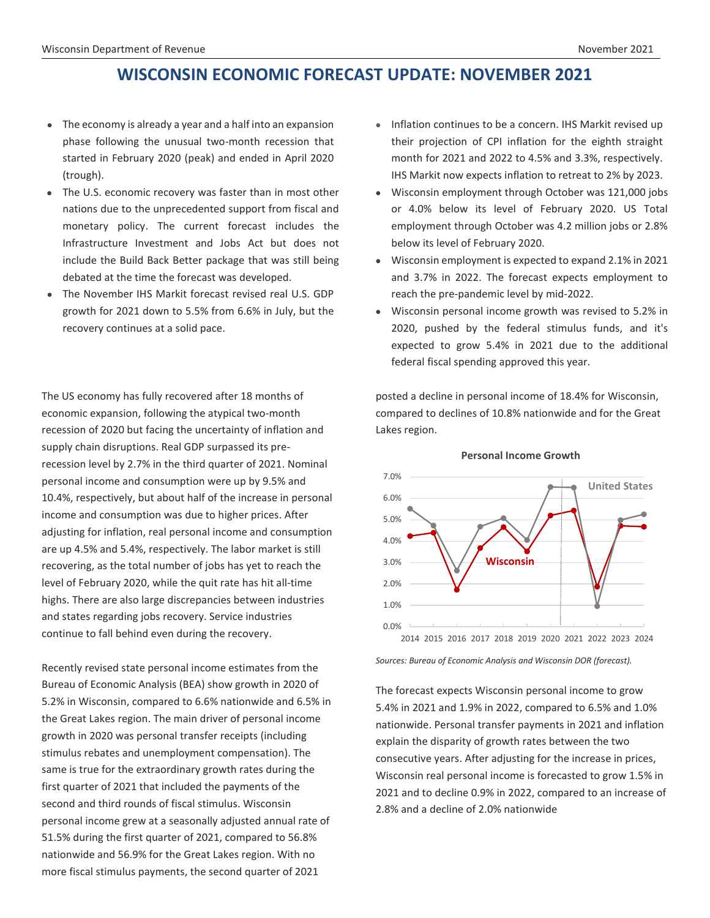// Wisconsin Department of Revenue / November 2021 header omitted

# WISCONSIN ECONOMIC FORECAST UPDATE: NOVEMBER 2021

- The economy is already a year and a half into an expansion phase following the unusual two-month recession that started in February 2020 (peak) and ended in April 2020 (trough).
- The U.S. economic recovery was faster than in most other nations due to the unprecedented support from fiscal and monetary policy. The current forecast includes the Infrastructure Investment and Jobs Act but does not include the Build Back Better package that was still being debated at the time the forecast was developed.
- The November IHS Markit forecast revised real U.S. GDP growth for 2021 down to 5.5% from 6.6% in July, but the recovery continues at a solid pace.
- Inflation continues to be a concern. IHS Markit revised up their projection of CPI inflation for the eighth straight month for 2021 and 2022 to 4.5% and 3.3%, respectively. IHS Markit now expects inflation to retreat to 2% by 2023.
- Wisconsin employment through October was 121,000 jobs or 4.0% below its level of February 2020. US Total employment through October was 4.2 million jobs or 2.8% below its level of February 2020.
- Wisconsin employment is expected to expand 2.1% in 2021 and 3.7% in 2022. The forecast expects employment to reach the pre-pandemic level by mid-2022.
- Wisconsin personal income growth was revised to 5.2% in 2020, pushed by the federal stimulus funds, and it's expected to grow 5.4% in 2021 due to the additional federal fiscal spending approved this year.

The US economy has fully recovered after 18 months of economic expansion, following the atypical two-month recession of 2020 but facing the uncertainty of inflation and supply chain disruptions. Real GDP surpassed its pre-recession level by 2.7% in the third quarter of 2021. Nominal personal income and consumption were up by 9.5% and 10.4%, respectively, but about half of the increase in personal income and consumption was due to higher prices. After adjusting for inflation, real personal income and consumption are up 4.5% and 5.4%, respectively. The labor market is still recovering, as the total number of jobs has yet to reach the level of February 2020, while the quit rate has hit all-time highs. There are also large discrepancies between industries and states regarding jobs recovery. Service industries continue to fall behind even during the recovery.

Recently revised state personal income estimates from the Bureau of Economic Analysis (BEA) show growth in 2020 of 5.2% in Wisconsin, compared to 6.6% nationwide and 6.5% in the Great Lakes region. The main driver of personal income growth in 2020 was personal transfer receipts (including stimulus rebates and unemployment compensation). The same is true for the extraordinary growth rates during the first quarter of 2021 that included the payments of the second and third rounds of fiscal stimulus. Wisconsin personal income grew at a seasonally adjusted annual rate of 51.5% during the first quarter of 2021, compared to 56.8% nationwide and 56.9% for the Great Lakes region. With no more fiscal stimulus payments, the second quarter of 2021 posted a decline in personal income of 18.4% for Wisconsin, compared to declines of 10.8% nationwide and for the Great Lakes region.

**Personal Income Growth**

*Sources: Bureau of Economic Analysis and Wisconsin DOR (forecast).*

The forecast expects Wisconsin personal income to grow 5.4% in 2021 and 1.9% in 2022, compared to 6.5% and 1.0% nationwide. Personal transfer payments in 2021 and inflation explain the disparity of growth rates between the two consecutive years. After adjusting for the increase in prices, Wisconsin real personal income is forecasted to grow 1.5% in 2021 and to decline 0.9% in 2022, compared to an increase of 2.8% and a decline of 2.0% nationwide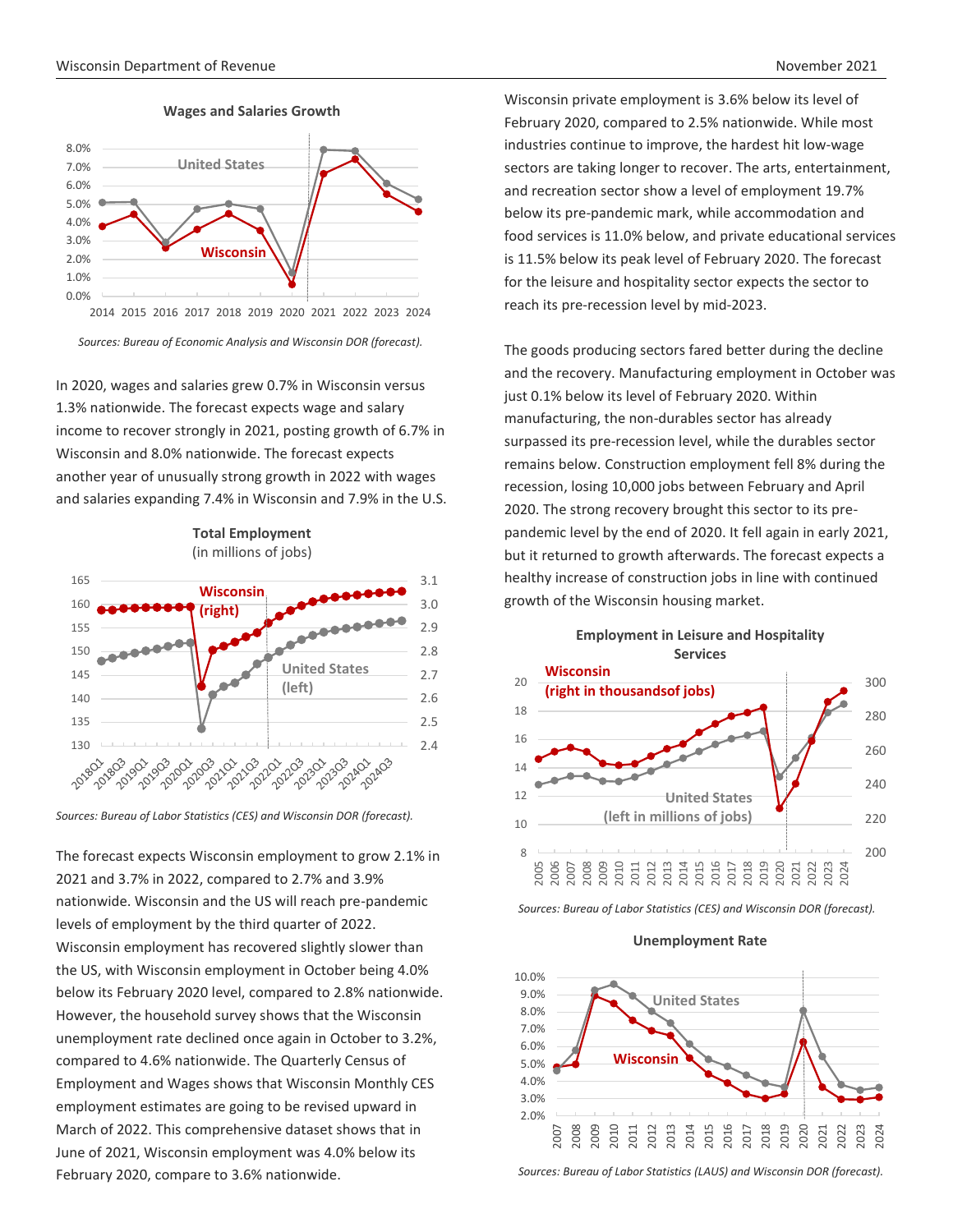**Wages and Salaries Growth**

*Sources: Bureau of Economic Analysis and Wisconsin DOR (forecast).*

In 2020, wages and salaries grew 0.7% in Wisconsin versus 1.3% nationwide. The forecast expects wage and salary income to recover strongly in 2021, posting growth of 6.7% in Wisconsin and 8.0% nationwide. The forecast expects another year of unusually strong growth in 2022 with wages and salaries expanding 7.4% in Wisconsin and 7.9% in the U.S.

**Total Employment**
(in millions of jobs)

*Sources: Bureau of Labor Statistics (CES) and Wisconsin DOR (forecast).*

The forecast expects Wisconsin employment to grow 2.1% in 2021 and 3.7% in 2022, compared to 2.7% and 3.9% nationwide. Wisconsin and the US will reach pre-pandemic levels of employment by the third quarter of 2022. Wisconsin employment has recovered slightly slower than the US, with Wisconsin employment in October being 4.0% below its February 2020 level, compared to 2.8% nationwide. However, the household survey shows that the Wisconsin unemployment rate declined once again in October to 3.2%, compared to 4.6% nationwide. The Quarterly Census of Employment and Wages shows that Wisconsin Monthly CES employment estimates are going to be revised upward in March of 2022. This comprehensive dataset shows that in June of 2021, Wisconsin employment was 4.0% below its February 2020, compare to 3.6% nationwide.

Wisconsin private employment is 3.6% below its level of February 2020, compared to 2.5% nationwide. While most industries continue to improve, the hardest hit low-wage sectors are taking longer to recover. The arts, entertainment, and recreation sector show a level of employment 19.7% below its pre-pandemic mark, while accommodation and food services is 11.0% below, and private educational services is 11.5% below its peak level of February 2020. The forecast for the leisure and hospitality sector expects the sector to reach its pre-recession level by mid-2023.

The goods producing sectors fared better during the decline and the recovery. Manufacturing employment in October was just 0.1% below its level of February 2020. Within manufacturing, the non-durables sector has already surpassed its pre-recession level, while the durables sector remains below. Construction employment fell 8% during the recession, losing 10,000 jobs between February and April 2020. The strong recovery brought this sector to its pre-pandemic level by the end of 2020. It fell again in early 2021, but it returned to growth afterwards. The forecast expects a healthy increase of construction jobs in line with continued growth of the Wisconsin housing market.

**Employment in Leisure and Hospitality Services**

*Sources: Bureau of Labor Statistics (CES) and Wisconsin DOR (forecast).*

**Unemployment Rate**

*Sources: Bureau of Labor Statistics (LAUS) and Wisconsin DOR (forecast).*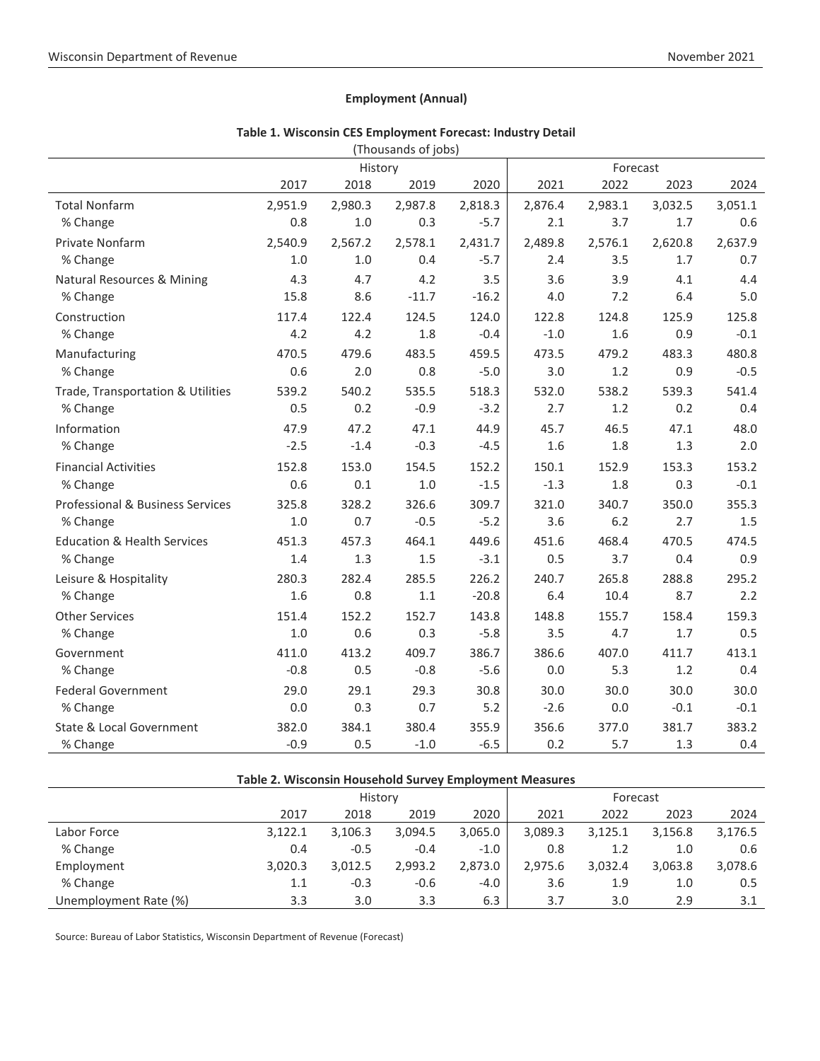## Employment (Annual)

**Table 1. Wisconsin CES Employment Forecast: Industry Detail**
(Thousands of jobs)

| | History | | | | Forecast | | | |
|---|---|---|---|---|---|---|---|---|
| | 2017 | 2018 | 2019 | 2020 | 2021 | 2022 | 2023 | 2024 |
| Total Nonfarm | 2,951.9 | 2,980.3 | 2,987.8 | 2,818.3 | 2,876.4 | 2,983.1 | 3,032.5 | 3,051.1 |
| % Change | 0.8 | 1.0 | 0.3 | -5.7 | 2.1 | 3.7 | 1.7 | 0.6 |
| Private Nonfarm | 2,540.9 | 2,567.2 | 2,578.1 | 2,431.7 | 2,489.8 | 2,576.1 | 2,620.8 | 2,637.9 |
| % Change | 1.0 | 1.0 | 0.4 | -5.7 | 2.4 | 3.5 | 1.7 | 0.7 |
| Natural Resources & Mining | 4.3 | 4.7 | 4.2 | 3.5 | 3.6 | 3.9 | 4.1 | 4.4 |
| % Change | 15.8 | 8.6 | -11.7 | -16.2 | 4.0 | 7.2 | 6.4 | 5.0 |
| Construction | 117.4 | 122.4 | 124.5 | 124.0 | 122.8 | 124.8 | 125.9 | 125.8 |
| % Change | 4.2 | 4.2 | 1.8 | -0.4 | -1.0 | 1.6 | 0.9 | -0.1 |
| Manufacturing | 470.5 | 479.6 | 483.5 | 459.5 | 473.5 | 479.2 | 483.3 | 480.8 |
| % Change | 0.6 | 2.0 | 0.8 | -5.0 | 3.0 | 1.2 | 0.9 | -0.5 |
| Trade, Transportation & Utilities | 539.2 | 540.2 | 535.5 | 518.3 | 532.0 | 538.2 | 539.3 | 541.4 |
| % Change | 0.5 | 0.2 | -0.9 | -3.2 | 2.7 | 1.2 | 0.2 | 0.4 |
| Information | 47.9 | 47.2 | 47.1 | 44.9 | 45.7 | 46.5 | 47.1 | 48.0 |
| % Change | -2.5 | -1.4 | -0.3 | -4.5 | 1.6 | 1.8 | 1.3 | 2.0 |
| Financial Activities | 152.8 | 153.0 | 154.5 | 152.2 | 150.1 | 152.9 | 153.3 | 153.2 |
| % Change | 0.6 | 0.1 | 1.0 | -1.5 | -1.3 | 1.8 | 0.3 | -0.1 |
| Professional & Business Services | 325.8 | 328.2 | 326.6 | 309.7 | 321.0 | 340.7 | 350.0 | 355.3 |
| % Change | 1.0 | 0.7 | -0.5 | -5.2 | 3.6 | 6.2 | 2.7 | 1.5 |
| Education & Health Services | 451.3 | 457.3 | 464.1 | 449.6 | 451.6 | 468.4 | 470.5 | 474.5 |
| % Change | 1.4 | 1.3 | 1.5 | -3.1 | 0.5 | 3.7 | 0.4 | 0.9 |
| Leisure & Hospitality | 280.3 | 282.4 | 285.5 | 226.2 | 240.7 | 265.8 | 288.8 | 295.2 |
| % Change | 1.6 | 0.8 | 1.1 | -20.8 | 6.4 | 10.4 | 8.7 | 2.2 |
| Other Services | 151.4 | 152.2 | 152.7 | 143.8 | 148.8 | 155.7 | 158.4 | 159.3 |
| % Change | 1.0 | 0.6 | 0.3 | -5.8 | 3.5 | 4.7 | 1.7 | 0.5 |
| Government | 411.0 | 413.2 | 409.7 | 386.7 | 386.6 | 407.0 | 411.7 | 413.1 |
| % Change | -0.8 | 0.5 | -0.8 | -5.6 | 0.0 | 5.3 | 1.2 | 0.4 |
| Federal Government | 29.0 | 29.1 | 29.3 | 30.8 | 30.0 | 30.0 | 30.0 | 30.0 |
| % Change | 0.0 | 0.3 | 0.7 | 5.2 | -2.6 | 0.0 | -0.1 | -0.1 |
| State & Local Government | 382.0 | 384.1 | 380.4 | 355.9 | 356.6 | 377.0 | 381.7 | 383.2 |
| % Change | -0.9 | 0.5 | -1.0 | -6.5 | 0.2 | 5.7 | 1.3 | 0.4 |

**Table 2. Wisconsin Household Survey Employment Measures**

| | History | | | | Forecast | | | |
|---|---|---|---|---|---|---|---|---|
| | 2017 | 2018 | 2019 | 2020 | 2021 | 2022 | 2023 | 2024 |
| Labor Force | 3,122.1 | 3,106.3 | 3,094.5 | 3,065.0 | 3,089.3 | 3,125.1 | 3,156.8 | 3,176.5 |
| % Change | 0.4 | -0.5 | -0.4 | -1.0 | 0.8 | 1.2 | 1.0 | 0.6 |
| Employment | 3,020.3 | 3,012.5 | 2,993.2 | 2,873.0 | 2,975.6 | 3,032.4 | 3,063.8 | 3,078.6 |
| % Change | 1.1 | -0.3 | -0.6 | -4.0 | 3.6 | 1.9 | 1.0 | 0.5 |
| Unemployment Rate (%) | 3.3 | 3.0 | 3.3 | 6.3 | 3.7 | 3.0 | 2.9 | 3.1 |

Source: Bureau of Labor Statistics, Wisconsin Department of Revenue (Forecast)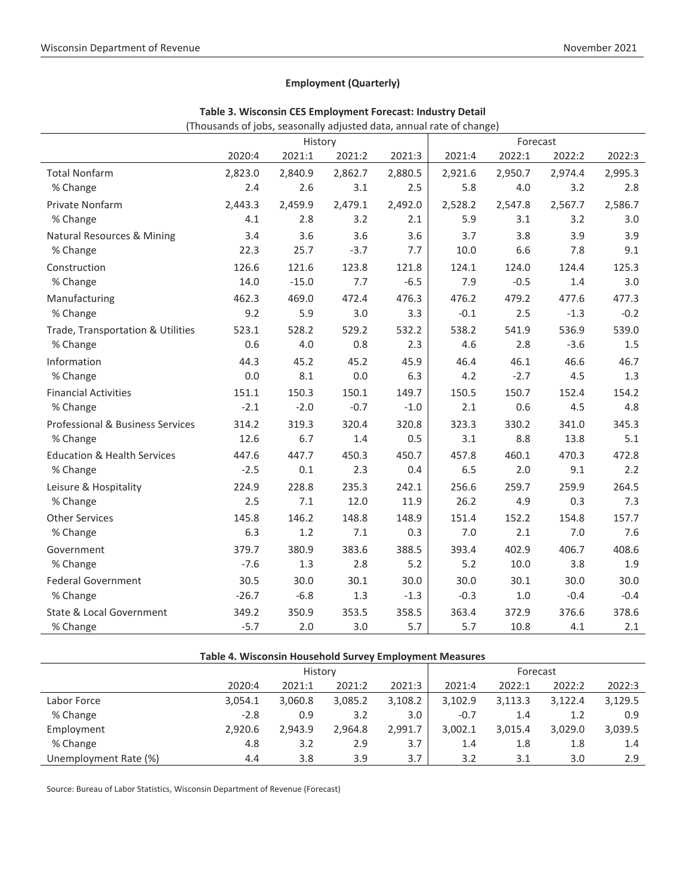## Employment (Quarterly)

### Table 3. Wisconsin CES Employment Forecast: Industry Detail

(Thousands of jobs, seasonally adjusted data, annual rate of change)

| | History | | | | Forecast | | | |
|---|---|---|---|---|---|---|---|---|
| | 2020:4 | 2021:1 | 2021:2 | 2021:3 | 2021:4 | 2022:1 | 2022:2 | 2022:3 |
| Total Nonfarm | 2,823.0 | 2,840.9 | 2,862.7 | 2,880.5 | 2,921.6 | 2,950.7 | 2,974.4 | 2,995.3 |
| % Change | 2.4 | 2.6 | 3.1 | 2.5 | 5.8 | 4.0 | 3.2 | 2.8 |
| Private Nonfarm | 2,443.3 | 2,459.9 | 2,479.1 | 2,492.0 | 2,528.2 | 2,547.8 | 2,567.7 | 2,586.7 |
| % Change | 4.1 | 2.8 | 3.2 | 2.1 | 5.9 | 3.1 | 3.2 | 3.0 |
| Natural Resources & Mining | 3.4 | 3.6 | 3.6 | 3.6 | 3.7 | 3.8 | 3.9 | 3.9 |
| % Change | 22.3 | 25.7 | -3.7 | 7.7 | 10.0 | 6.6 | 7.8 | 9.1 |
| Construction | 126.6 | 121.6 | 123.8 | 121.8 | 124.1 | 124.0 | 124.4 | 125.3 |
| % Change | 14.0 | -15.0 | 7.7 | -6.5 | 7.9 | -0.5 | 1.4 | 3.0 |
| Manufacturing | 462.3 | 469.0 | 472.4 | 476.3 | 476.2 | 479.2 | 477.6 | 477.3 |
| % Change | 9.2 | 5.9 | 3.0 | 3.3 | -0.1 | 2.5 | -1.3 | -0.2 |
| Trade, Transportation & Utilities | 523.1 | 528.2 | 529.2 | 532.2 | 538.2 | 541.9 | 536.9 | 539.0 |
| % Change | 0.6 | 4.0 | 0.8 | 2.3 | 4.6 | 2.8 | -3.6 | 1.5 |
| Information | 44.3 | 45.2 | 45.2 | 45.9 | 46.4 | 46.1 | 46.6 | 46.7 |
| % Change | 0.0 | 8.1 | 0.0 | 6.3 | 4.2 | -2.7 | 4.5 | 1.3 |
| Financial Activities | 151.1 | 150.3 | 150.1 | 149.7 | 150.5 | 150.7 | 152.4 | 154.2 |
| % Change | -2.1 | -2.0 | -0.7 | -1.0 | 2.1 | 0.6 | 4.5 | 4.8 |
| Professional & Business Services | 314.2 | 319.3 | 320.4 | 320.8 | 323.3 | 330.2 | 341.0 | 345.3 |
| % Change | 12.6 | 6.7 | 1.4 | 0.5 | 3.1 | 8.8 | 13.8 | 5.1 |
| Education & Health Services | 447.6 | 447.7 | 450.3 | 450.7 | 457.8 | 460.1 | 470.3 | 472.8 |
| % Change | -2.5 | 0.1 | 2.3 | 0.4 | 6.5 | 2.0 | 9.1 | 2.2 |
| Leisure & Hospitality | 224.9 | 228.8 | 235.3 | 242.1 | 256.6 | 259.7 | 259.9 | 264.5 |
| % Change | 2.5 | 7.1 | 12.0 | 11.9 | 26.2 | 4.9 | 0.3 | 7.3 |
| Other Services | 145.8 | 146.2 | 148.8 | 148.9 | 151.4 | 152.2 | 154.8 | 157.7 |
| % Change | 6.3 | 1.2 | 7.1 | 0.3 | 7.0 | 2.1 | 7.0 | 7.6 |
| Government | 379.7 | 380.9 | 383.6 | 388.5 | 393.4 | 402.9 | 406.7 | 408.6 |
| % Change | -7.6 | 1.3 | 2.8 | 5.2 | 5.2 | 10.0 | 3.8 | 1.9 |
| Federal Government | 30.5 | 30.0 | 30.1 | 30.0 | 30.0 | 30.1 | 30.0 | 30.0 |
| % Change | -26.7 | -6.8 | 1.3 | -1.3 | -0.3 | 1.0 | -0.4 | -0.4 |
| State & Local Government | 349.2 | 350.9 | 353.5 | 358.5 | 363.4 | 372.9 | 376.6 | 378.6 |
| % Change | -5.7 | 2.0 | 3.0 | 5.7 | 5.7 | 10.8 | 4.1 | 2.1 |

### Table 4. Wisconsin Household Survey Employment Measures

| | History | | | | Forecast | | | |
|---|---|---|---|---|---|---|---|---|
| | 2020:4 | 2021:1 | 2021:2 | 2021:3 | 2021:4 | 2022:1 | 2022:2 | 2022:3 |
| Labor Force | 3,054.1 | 3,060.8 | 3,085.2 | 3,108.2 | 3,102.9 | 3,113.3 | 3,122.4 | 3,129.5 |
| % Change | -2.8 | 0.9 | 3.2 | 3.0 | -0.7 | 1.4 | 1.2 | 0.9 |
| Employment | 2,920.6 | 2,943.9 | 2,964.8 | 2,991.7 | 3,002.1 | 3,015.4 | 3,029.0 | 3,039.5 |
| % Change | 4.8 | 3.2 | 2.9 | 3.7 | 1.4 | 1.8 | 1.8 | 1.4 |
| Unemployment Rate (%) | 4.4 | 3.8 | 3.9 | 3.7 | 3.2 | 3.1 | 3.0 | 2.9 |

Source: Bureau of Labor Statistics, Wisconsin Department of Revenue (Forecast)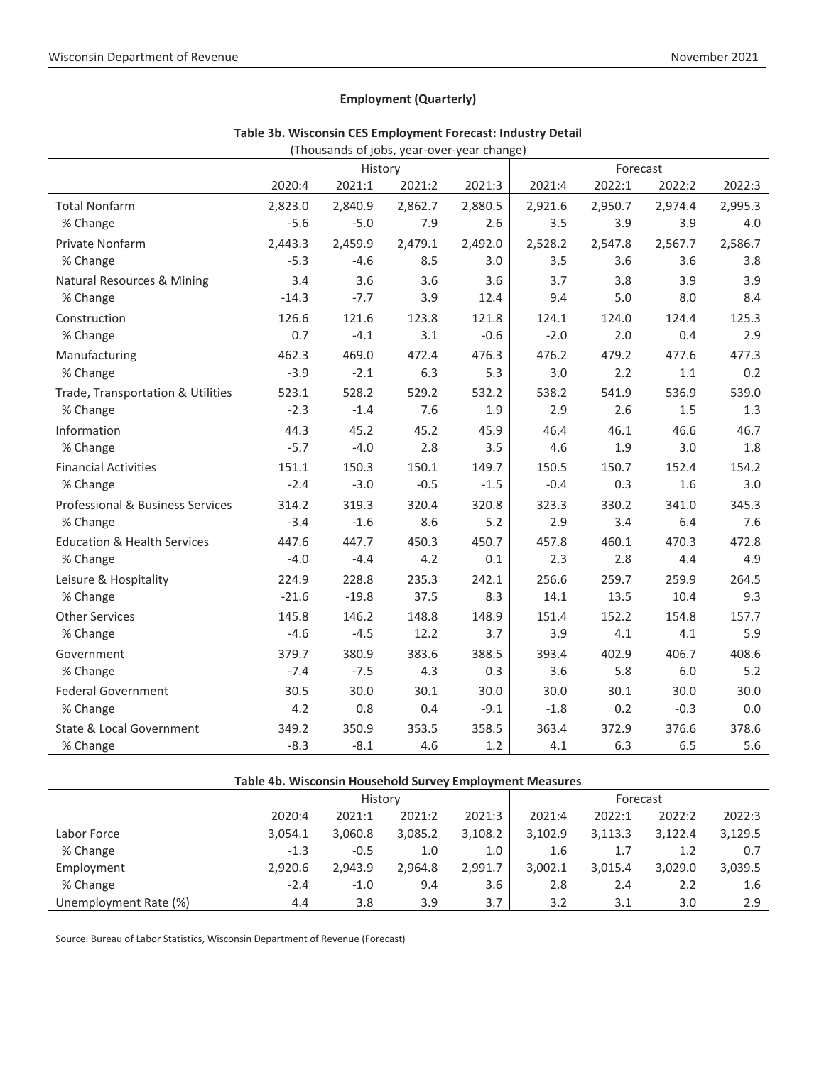## Employment (Quarterly)

### Table 3b. Wisconsin CES Employment Forecast: Industry Detail

(Thousands of jobs, year-over-year change)

| | History | | | | Forecast | | | |
|---|---|---|---|---|---|---|---|---|
| | 2020:4 | 2021:1 | 2021:2 | 2021:3 | 2021:4 | 2022:1 | 2022:2 | 2022:3 |
| Total Nonfarm | 2,823.0 | 2,840.9 | 2,862.7 | 2,880.5 | 2,921.6 | 2,950.7 | 2,974.4 | 2,995.3 |
| % Change | -5.6 | -5.0 | 7.9 | 2.6 | 3.5 | 3.9 | 3.9 | 4.0 |
| Private Nonfarm | 2,443.3 | 2,459.9 | 2,479.1 | 2,492.0 | 2,528.2 | 2,547.8 | 2,567.7 | 2,586.7 |
| % Change | -5.3 | -4.6 | 8.5 | 3.0 | 3.5 | 3.6 | 3.6 | 3.8 |
| Natural Resources & Mining | 3.4 | 3.6 | 3.6 | 3.6 | 3.7 | 3.8 | 3.9 | 3.9 |
| % Change | -14.3 | -7.7 | 3.9 | 12.4 | 9.4 | 5.0 | 8.0 | 8.4 |
| Construction | 126.6 | 121.6 | 123.8 | 121.8 | 124.1 | 124.0 | 124.4 | 125.3 |
| % Change | 0.7 | -4.1 | 3.1 | -0.6 | -2.0 | 2.0 | 0.4 | 2.9 |
| Manufacturing | 462.3 | 469.0 | 472.4 | 476.3 | 476.2 | 479.2 | 477.6 | 477.3 |
| % Change | -3.9 | -2.1 | 6.3 | 5.3 | 3.0 | 2.2 | 1.1 | 0.2 |
| Trade, Transportation & Utilities | 523.1 | 528.2 | 529.2 | 532.2 | 538.2 | 541.9 | 536.9 | 539.0 |
| % Change | -2.3 | -1.4 | 7.6 | 1.9 | 2.9 | 2.6 | 1.5 | 1.3 |
| Information | 44.3 | 45.2 | 45.2 | 45.9 | 46.4 | 46.1 | 46.6 | 46.7 |
| % Change | -5.7 | -4.0 | 2.8 | 3.5 | 4.6 | 1.9 | 3.0 | 1.8 |
| Financial Activities | 151.1 | 150.3 | 150.1 | 149.7 | 150.5 | 150.7 | 152.4 | 154.2 |
| % Change | -2.4 | -3.0 | -0.5 | -1.5 | -0.4 | 0.3 | 1.6 | 3.0 |
| Professional & Business Services | 314.2 | 319.3 | 320.4 | 320.8 | 323.3 | 330.2 | 341.0 | 345.3 |
| % Change | -3.4 | -1.6 | 8.6 | 5.2 | 2.9 | 3.4 | 6.4 | 7.6 |
| Education & Health Services | 447.6 | 447.7 | 450.3 | 450.7 | 457.8 | 460.1 | 470.3 | 472.8 |
| % Change | -4.0 | -4.4 | 4.2 | 0.1 | 2.3 | 2.8 | 4.4 | 4.9 |
| Leisure & Hospitality | 224.9 | 228.8 | 235.3 | 242.1 | 256.6 | 259.7 | 259.9 | 264.5 |
| % Change | -21.6 | -19.8 | 37.5 | 8.3 | 14.1 | 13.5 | 10.4 | 9.3 |
| Other Services | 145.8 | 146.2 | 148.8 | 148.9 | 151.4 | 152.2 | 154.8 | 157.7 |
| % Change | -4.6 | -4.5 | 12.2 | 3.7 | 3.9 | 4.1 | 4.1 | 5.9 |
| Government | 379.7 | 380.9 | 383.6 | 388.5 | 393.4 | 402.9 | 406.7 | 408.6 |
| % Change | -7.4 | -7.5 | 4.3 | 0.3 | 3.6 | 5.8 | 6.0 | 5.2 |
| Federal Government | 30.5 | 30.0 | 30.1 | 30.0 | 30.0 | 30.1 | 30.0 | 30.0 |
| % Change | 4.2 | 0.8 | 0.4 | -9.1 | -1.8 | 0.2 | -0.3 | 0.0 |
| State & Local Government | 349.2 | 350.9 | 353.5 | 358.5 | 363.4 | 372.9 | 376.6 | 378.6 |
| % Change | -8.3 | -8.1 | 4.6 | 1.2 | 4.1 | 6.3 | 6.5 | 5.6 |

### Table 4b. Wisconsin Household Survey Employment Measures

| | History | | | | Forecast | | | |
|---|---|---|---|---|---|---|---|---|
| | 2020:4 | 2021:1 | 2021:2 | 2021:3 | 2021:4 | 2022:1 | 2022:2 | 2022:3 |
| Labor Force | 3,054.1 | 3,060.8 | 3,085.2 | 3,108.2 | 3,102.9 | 3,113.3 | 3,122.4 | 3,129.5 |
| % Change | -1.3 | -0.5 | 1.0 | 1.0 | 1.6 | 1.7 | 1.2 | 0.7 |
| Employment | 2,920.6 | 2,943.9 | 2,964.8 | 2,991.7 | 3,002.1 | 3,015.4 | 3,029.0 | 3,039.5 |
| % Change | -2.4 | -1.0 | 9.4 | 3.6 | 2.8 | 2.4 | 2.2 | 1.6 |
| Unemployment Rate (%) | 4.4 | 3.8 | 3.9 | 3.7 | 3.2 | 3.1 | 3.0 | 2.9 |

Source: Bureau of Labor Statistics, Wisconsin Department of Revenue (Forecast)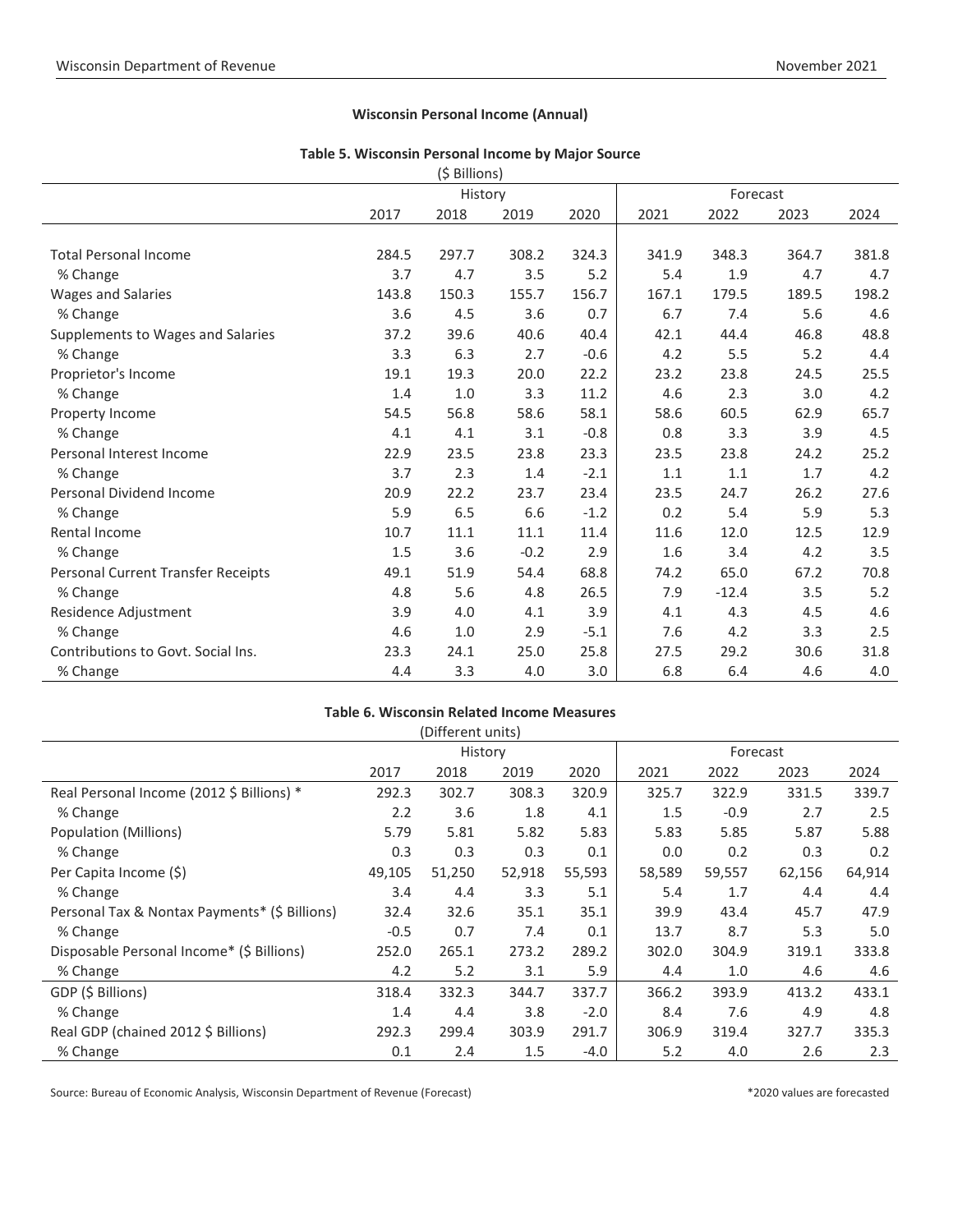## Wisconsin Personal Income (Annual)

### Table 5. Wisconsin Personal Income by Major Source

($ Billions)

| | History | | | | Forecast | | | |
|---|---|---|---|---|---|---|---|---|
| | 2017 | 2018 | 2019 | 2020 | 2021 | 2022 | 2023 | 2024 |
| Total Personal Income | 284.5 | 297.7 | 308.2 | 324.3 | 341.9 | 348.3 | 364.7 | 381.8 |
| % Change | 3.7 | 4.7 | 3.5 | 5.2 | 5.4 | 1.9 | 4.7 | 4.7 |
| Wages and Salaries | 143.8 | 150.3 | 155.7 | 156.7 | 167.1 | 179.5 | 189.5 | 198.2 |
| % Change | 3.6 | 4.5 | 3.6 | 0.7 | 6.7 | 7.4 | 5.6 | 4.6 |
| Supplements to Wages and Salaries | 37.2 | 39.6 | 40.6 | 40.4 | 42.1 | 44.4 | 46.8 | 48.8 |
| % Change | 3.3 | 6.3 | 2.7 | -0.6 | 4.2 | 5.5 | 5.2 | 4.4 |
| Proprietor's Income | 19.1 | 19.3 | 20.0 | 22.2 | 23.2 | 23.8 | 24.5 | 25.5 |
| % Change | 1.4 | 1.0 | 3.3 | 11.2 | 4.6 | 2.3 | 3.0 | 4.2 |
| Property Income | 54.5 | 56.8 | 58.6 | 58.1 | 58.6 | 60.5 | 62.9 | 65.7 |
| % Change | 4.1 | 4.1 | 3.1 | -0.8 | 0.8 | 3.3 | 3.9 | 4.5 |
| Personal Interest Income | 22.9 | 23.5 | 23.8 | 23.3 | 23.5 | 23.8 | 24.2 | 25.2 |
| % Change | 3.7 | 2.3 | 1.4 | -2.1 | 1.1 | 1.1 | 1.7 | 4.2 |
| Personal Dividend Income | 20.9 | 22.2 | 23.7 | 23.4 | 23.5 | 24.7 | 26.2 | 27.6 |
| % Change | 5.9 | 6.5 | 6.6 | -1.2 | 0.2 | 5.4 | 5.9 | 5.3 |
| Rental Income | 10.7 | 11.1 | 11.1 | 11.4 | 11.6 | 12.0 | 12.5 | 12.9 |
| % Change | 1.5 | 3.6 | -0.2 | 2.9 | 1.6 | 3.4 | 4.2 | 3.5 |
| Personal Current Transfer Receipts | 49.1 | 51.9 | 54.4 | 68.8 | 74.2 | 65.0 | 67.2 | 70.8 |
| % Change | 4.8 | 5.6 | 4.8 | 26.5 | 7.9 | -12.4 | 3.5 | 5.2 |
| Residence Adjustment | 3.9 | 4.0 | 4.1 | 3.9 | 4.1 | 4.3 | 4.5 | 4.6 |
| % Change | 4.6 | 1.0 | 2.9 | -5.1 | 7.6 | 4.2 | 3.3 | 2.5 |
| Contributions to Govt. Social Ins. | 23.3 | 24.1 | 25.0 | 25.8 | 27.5 | 29.2 | 30.6 | 31.8 |
| % Change | 4.4 | 3.3 | 4.0 | 3.0 | 6.8 | 6.4 | 4.6 | 4.0 |

### Table 6. Wisconsin Related Income Measures

(Different units)

| | History | | | | Forecast | | | |
|---|---|---|---|---|---|---|---|---|
| | 2017 | 2018 | 2019 | 2020 | 2021 | 2022 | 2023 | 2024 |
| Real Personal Income (2012 $ Billions) * | 292.3 | 302.7 | 308.3 | 320.9 | 325.7 | 322.9 | 331.5 | 339.7 |
| % Change | 2.2 | 3.6 | 1.8 | 4.1 | 1.5 | -0.9 | 2.7 | 2.5 |
| Population (Millions) | 5.79 | 5.81 | 5.82 | 5.83 | 5.83 | 5.85 | 5.87 | 5.88 |
| % Change | 0.3 | 0.3 | 0.3 | 0.1 | 0.0 | 0.2 | 0.3 | 0.2 |
| Per Capita Income ($) | 49,105 | 51,250 | 52,918 | 55,593 | 58,589 | 59,557 | 62,156 | 64,914 |
| % Change | 3.4 | 4.4 | 3.3 | 5.1 | 5.4 | 1.7 | 4.4 | 4.4 |
| Personal Tax & Nontax Payments* ($ Billions) | 32.4 | 32.6 | 35.1 | 35.1 | 39.9 | 43.4 | 45.7 | 47.9 |
| % Change | -0.5 | 0.7 | 7.4 | 0.1 | 13.7 | 8.7 | 5.3 | 5.0 |
| Disposable Personal Income* ($ Billions) | 252.0 | 265.1 | 273.2 | 289.2 | 302.0 | 304.9 | 319.1 | 333.8 |
| % Change | 4.2 | 5.2 | 3.1 | 5.9 | 4.4 | 1.0 | 4.6 | 4.6 |
| GDP ($ Billions) | 318.4 | 332.3 | 344.7 | 337.7 | 366.2 | 393.9 | 413.2 | 433.1 |
| % Change | 1.4 | 4.4 | 3.8 | -2.0 | 8.4 | 7.6 | 4.9 | 4.8 |
| Real GDP (chained 2012 $ Billions) | 292.3 | 299.4 | 303.9 | 291.7 | 306.9 | 319.4 | 327.7 | 335.3 |
| % Change | 0.1 | 2.4 | 1.5 | -4.0 | 5.2 | 4.0 | 2.6 | 2.3 |

Source: Bureau of Economic Analysis, Wisconsin Department of Revenue (Forecast)

*2020 values are forecasted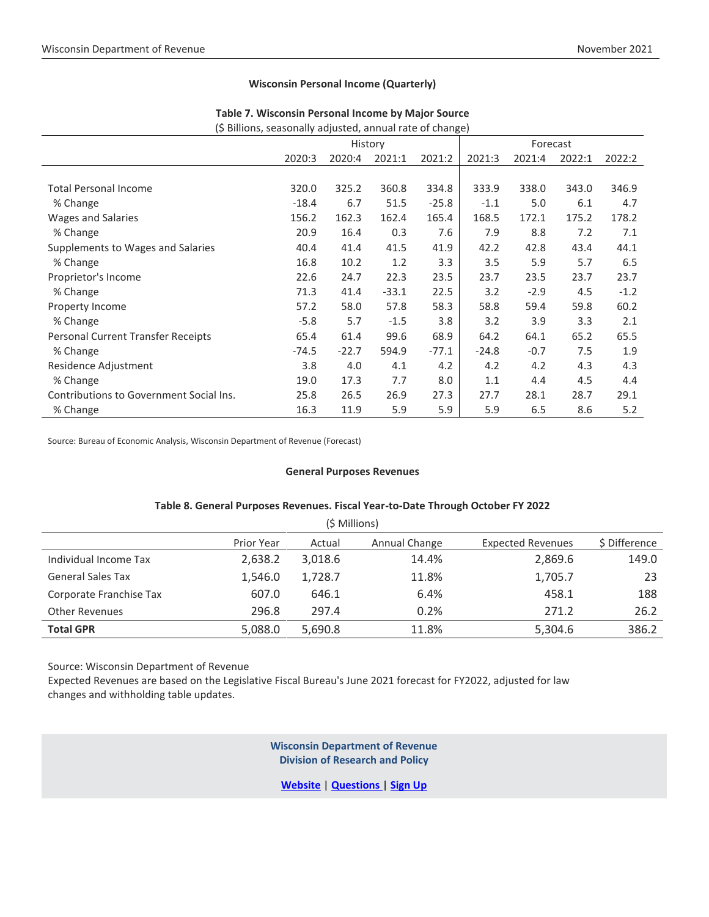## Wisconsin Personal Income (Quarterly)

**Table 7. Wisconsin Personal Income by Major Source**

($ Billions, seasonally adjusted, annual rate of change)

| | History | | | | Forecast | | | |
|---|---|---|---|---|---|---|---|---|
| | 2020:3 | 2020:4 | 2021:1 | 2021:2 | 2021:3 | 2021:4 | 2022:1 | 2022:2 |
| Total Personal Income | 320.0 | 325.2 | 360.8 | 334.8 | 333.9 | 338.0 | 343.0 | 346.9 |
| % Change | -18.4 | 6.7 | 51.5 | -25.8 | -1.1 | 5.0 | 6.1 | 4.7 |
| Wages and Salaries | 156.2 | 162.3 | 162.4 | 165.4 | 168.5 | 172.1 | 175.2 | 178.2 |
| % Change | 20.9 | 16.4 | 0.3 | 7.6 | 7.9 | 8.8 | 7.2 | 7.1 |
| Supplements to Wages and Salaries | 40.4 | 41.4 | 41.5 | 41.9 | 42.2 | 42.8 | 43.4 | 44.1 |
| % Change | 16.8 | 10.2 | 1.2 | 3.3 | 3.5 | 5.9 | 5.7 | 6.5 |
| Proprietor's Income | 22.6 | 24.7 | 22.3 | 23.5 | 23.7 | 23.5 | 23.7 | 23.7 |
| % Change | 71.3 | 41.4 | -33.1 | 22.5 | 3.2 | -2.9 | 4.5 | -1.2 |
| Property Income | 57.2 | 58.0 | 57.8 | 58.3 | 58.8 | 59.4 | 59.8 | 60.2 |
| % Change | -5.8 | 5.7 | -1.5 | 3.8 | 3.2 | 3.9 | 3.3 | 2.1 |
| Personal Current Transfer Receipts | 65.4 | 61.4 | 99.6 | 68.9 | 64.2 | 64.1 | 65.2 | 65.5 |
| % Change | -74.5 | -22.7 | 594.9 | -77.1 | -24.8 | -0.7 | 7.5 | 1.9 |
| Residence Adjustment | 3.8 | 4.0 | 4.1 | 4.2 | 4.2 | 4.2 | 4.3 | 4.3 |
| % Change | 19.0 | 17.3 | 7.7 | 8.0 | 1.1 | 4.4 | 4.5 | 4.4 |
| Contributions to Government Social Ins. | 25.8 | 26.5 | 26.9 | 27.3 | 27.7 | 28.1 | 28.7 | 29.1 |
| % Change | 16.3 | 11.9 | 5.9 | 5.9 | 5.9 | 6.5 | 8.6 | 5.2 |

Source: Bureau of Economic Analysis, Wisconsin Department of Revenue (Forecast)

## General Purposes Revenues

**Table 8. General Purposes Revenues. Fiscal Year-to-Date Through October FY 2022**

($ Millions)

| | Prior Year | Actual | Annual Change | Expected Revenues | $ Difference |
|---|---|---|---|---|---|
| Individual Income Tax | 2,638.2 | 3,018.6 | 14.4% | 2,869.6 | 149.0 |
| General Sales Tax | 1,546.0 | 1,728.7 | 11.8% | 1,705.7 | 23 |
| Corporate Franchise Tax | 607.0 | 646.1 | 6.4% | 458.1 | 188 |
| Other Revenues | 296.8 | 297.4 | 0.2% | 271.2 | 26.2 |
| **Total GPR** | 5,088.0 | 5,690.8 | 11.8% | 5,304.6 | 386.2 |

Source: Wisconsin Department of Revenue

Expected Revenues are based on the Legislative Fiscal Bureau's June 2021 forecast for FY2022, adjusted for law changes and withholding table updates.

**Wisconsin Department of Revenue**
**Division of Research and Policy**

**Website** | **Questions** | **Sign Up**